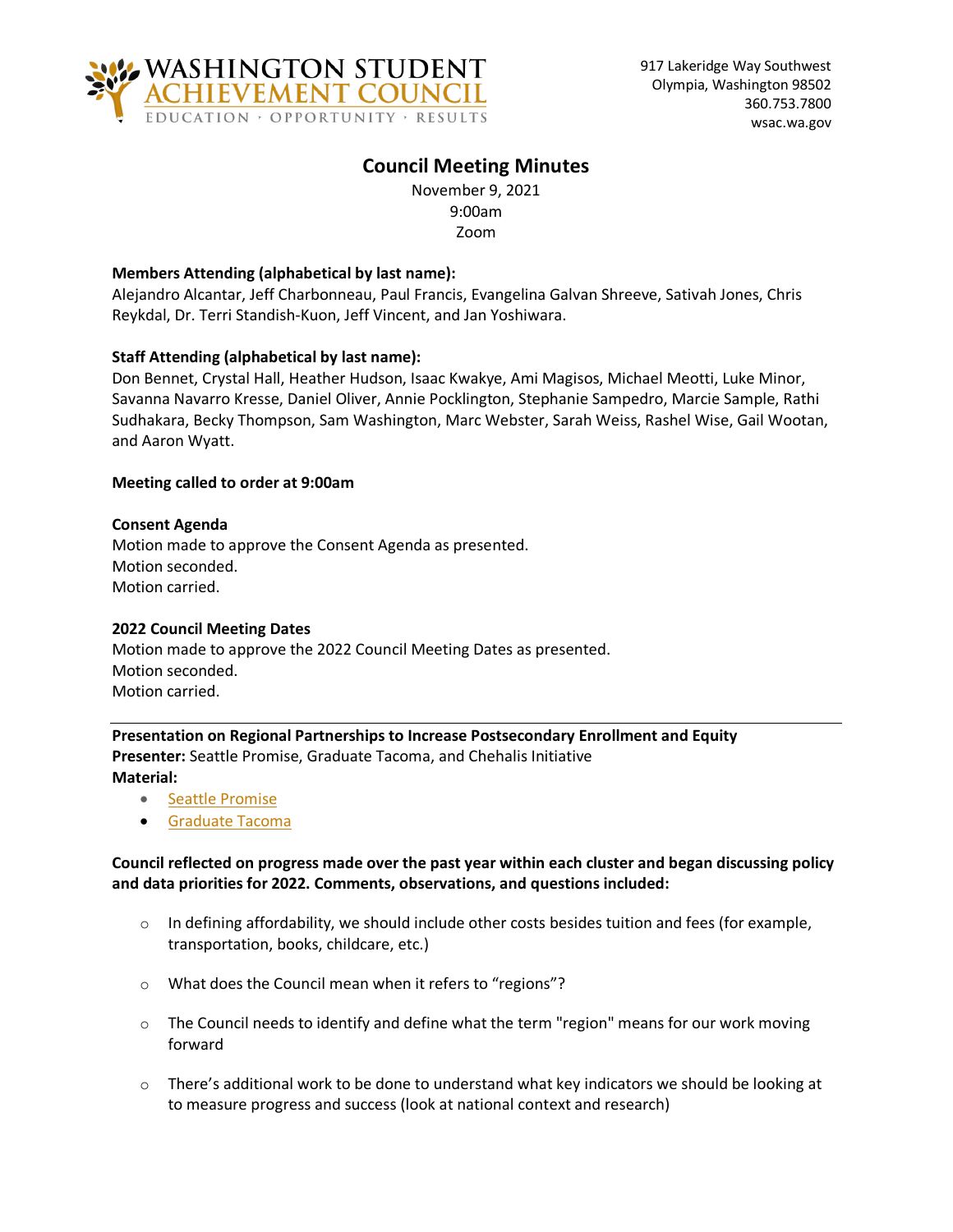WASHINGTON STUDENT ACHIEVEMENT COUNCIL
EDUCATION · OPPORTUNITY · RESULTS

917 Lakeridge Way Southwest
Olympia, Washington 98502
360.753.7800
wsac.wa.gov

# Council Meeting Minutes

November 9, 2021
9:00am
Zoom

**Members Attending (alphabetical by last name):**
Alejandro Alcantar, Jeff Charbonneau, Paul Francis, Evangelina Galvan Shreeve, Sativah Jones, Chris Reykdal, Dr. Terri Standish-Kuon, Jeff Vincent, and Jan Yoshiwara.

**Staff Attending (alphabetical by last name):**
Don Bennet, Crystal Hall, Heather Hudson, Isaac Kwakye, Ami Magisos, Michael Meotti, Luke Minor, Savanna Navarro Kresse, Daniel Oliver, Annie Pocklington, Stephanie Sampedro, Marcie Sample, Rathi Sudhakara, Becky Thompson, Sam Washington, Marc Webster, Sarah Weiss, Rashel Wise, Gail Wootan, and Aaron Wyatt.

**Meeting called to order at 9:00am**

**Consent Agenda**
Motion made to approve the Consent Agenda as presented.
Motion seconded.
Motion carried.

**2022 Council Meeting Dates**
Motion made to approve the 2022 Council Meeting Dates as presented.
Motion seconded.
Motion carried.

---

**Presentation on Regional Partnerships to Increase Postsecondary Enrollment and Equity**
**Presenter:** Seattle Promise, Graduate Tacoma, and Chehalis Initiative
**Material:**

- Seattle Promise
- Graduate Tacoma

**Council reflected on progress made over the past year within each cluster and began discussing policy and data priorities for 2022. Comments, observations, and questions included:**

- In defining affordability, we should include other costs besides tuition and fees (for example, transportation, books, childcare, etc.)
- What does the Council mean when it refers to "regions"?
- The Council needs to identify and define what the term "region" means for our work moving forward
- There's additional work to be done to understand what key indicators we should be looking at to measure progress and success (look at national context and research)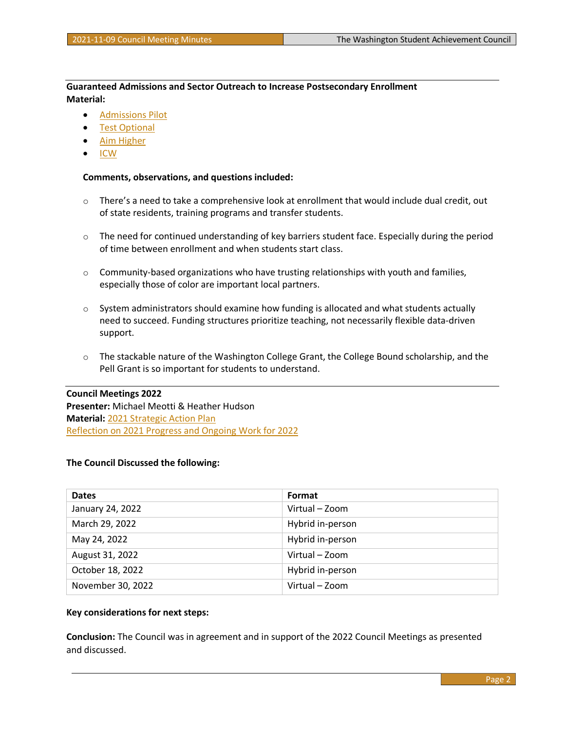**Guaranteed Admissions and Sector Outreach to Increase Postsecondary Enrollment**

**Material:**

- Admissions Pilot
- Test Optional
- Aim Higher
- ICW

**Comments, observations, and questions included:**

- There's a need to take a comprehensive look at enrollment that would include dual credit, out of state residents, training programs and transfer students.

- The need for continued understanding of key barriers student face. Especially during the period of time between enrollment and when students start class.

- Community-based organizations who have trusting relationships with youth and families, especially those of color are important local partners.

- System administrators should examine how funding is allocated and what students actually need to succeed. Funding structures prioritize teaching, not necessarily flexible data-driven support.

- The stackable nature of the Washington College Grant, the College Bound scholarship, and the Pell Grant is so important for students to understand.

---

**Council Meetings 2022**

**Presenter:** Michael Meotti & Heather Hudson

**Material:** 2021 Strategic Action Plan

Reflection on 2021 Progress and Ongoing Work for 2022

**The Council Discussed the following:**

| Dates | Format |
|---|---|
| January 24, 2022 | Virtual – Zoom |
| March 29, 2022 | Hybrid in-person |
| May 24, 2022 | Hybrid in-person |
| August 31, 2022 | Virtual – Zoom |
| October 18, 2022 | Hybrid in-person |
| November 30, 2022 | Virtual – Zoom |

**Key considerations for next steps:**

**Conclusion:** The Council was in agreement and in support of the 2022 Council Meetings as presented and discussed.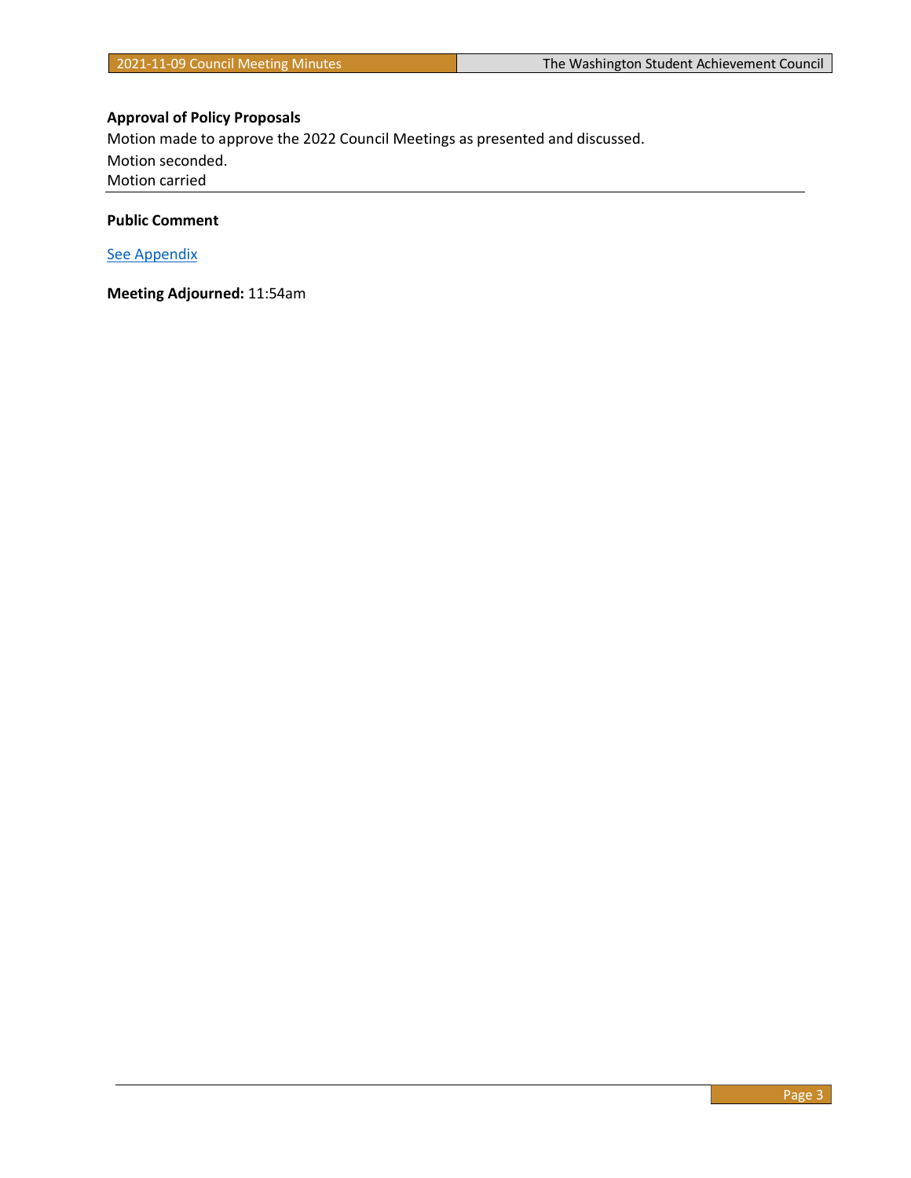**Approval of Policy Proposals**

Motion made to approve the 2022 Council Meetings as presented and discussed.

Motion seconded.

Motion carried

---

**Public Comment**

See Appendix

**Meeting Adjourned:** 11:54am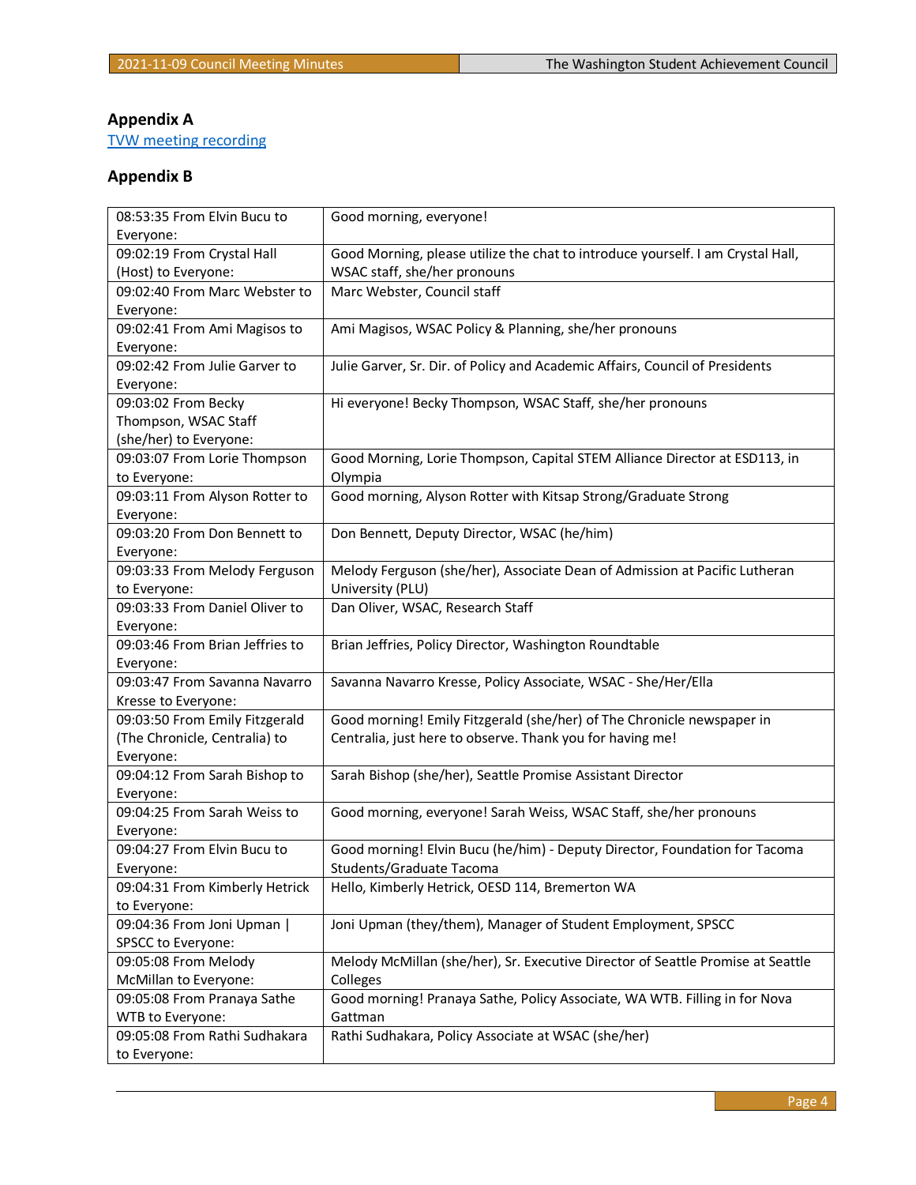## Appendix A

[TVW meeting recording](TVW meeting recording)

## Appendix B

| | |
|---|---|
| 08:53:35 From Elvin Bucu to Everyone: | Good morning, everyone! |
| 09:02:19 From Crystal Hall (Host) to Everyone: | Good Morning, please utilize the chat to introduce yourself. I am Crystal Hall, WSAC staff, she/her pronouns |
| 09:02:40 From Marc Webster to Everyone: | Marc Webster, Council staff |
| 09:02:41 From Ami Magisos to Everyone: | Ami Magisos, WSAC Policy & Planning, she/her pronouns |
| 09:02:42 From Julie Garver to Everyone: | Julie Garver, Sr. Dir. of Policy and Academic Affairs, Council of Presidents |
| 09:03:02 From Becky Thompson, WSAC Staff (she/her) to Everyone: | Hi everyone! Becky Thompson, WSAC Staff, she/her pronouns |
| 09:03:07 From Lorie Thompson to Everyone: | Good Morning, Lorie Thompson, Capital STEM Alliance Director at ESD113, in Olympia |
| 09:03:11 From Alyson Rotter to Everyone: | Good morning, Alyson Rotter with Kitsap Strong/Graduate Strong |
| 09:03:20 From Don Bennett to Everyone: | Don Bennett, Deputy Director, WSAC (he/him) |
| 09:03:33 From Melody Ferguson to Everyone: | Melody Ferguson (she/her), Associate Dean of Admission at Pacific Lutheran University (PLU) |
| 09:03:33 From Daniel Oliver to Everyone: | Dan Oliver, WSAC, Research Staff |
| 09:03:46 From Brian Jeffries to Everyone: | Brian Jeffries, Policy Director, Washington Roundtable |
| 09:03:47 From Savanna Navarro Kresse to Everyone: | Savanna Navarro Kresse, Policy Associate, WSAC - She/Her/Ella |
| 09:03:50 From Emily Fitzgerald (The Chronicle, Centralia) to Everyone: | Good morning! Emily Fitzgerald (she/her) of The Chronicle newspaper in Centralia, just here to observe. Thank you for having me! |
| 09:04:12 From Sarah Bishop to Everyone: | Sarah Bishop (she/her), Seattle Promise Assistant Director |
| 09:04:25 From Sarah Weiss to Everyone: | Good morning, everyone! Sarah Weiss, WSAC Staff, she/her pronouns |
| 09:04:27 From Elvin Bucu to Everyone: | Good morning! Elvin Bucu (he/him) - Deputy Director, Foundation for Tacoma Students/Graduate Tacoma |
| 09:04:31 From Kimberly Hetrick to Everyone: | Hello, Kimberly Hetrick, OESD 114, Bremerton WA |
| 09:04:36 From Joni Upman \| SPSCC to Everyone: | Joni Upman (they/them), Manager of Student Employment, SPSCC |
| 09:05:08 From Melody McMillan to Everyone: | Melody McMillan (she/her), Sr. Executive Director of Seattle Promise at Seattle Colleges |
| 09:05:08 From Pranaya Sathe WTB to Everyone: | Good morning! Pranaya Sathe, Policy Associate, WA WTB. Filling in for Nova Gattman |
| 09:05:08 From Rathi Sudhakara to Everyone: | Rathi Sudhakara, Policy Associate at WSAC (she/her) |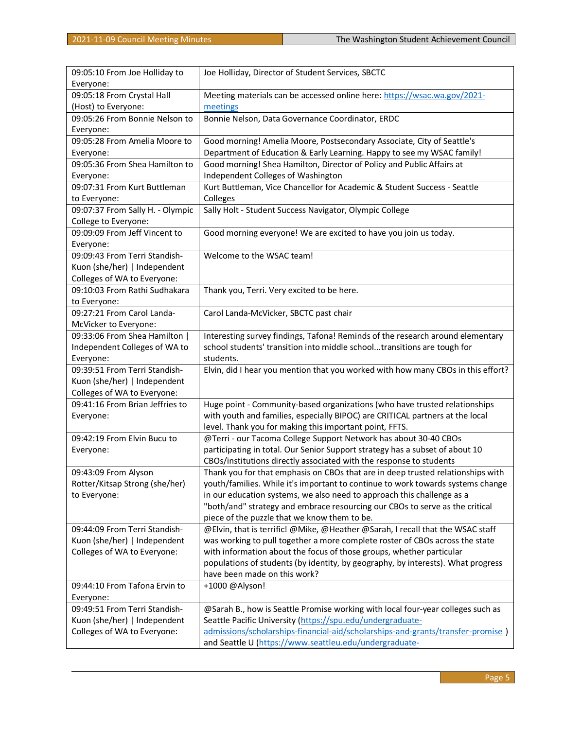| | |
|---|---|
| 09:05:10 From Joe Holliday to Everyone: | Joe Holliday, Director of Student Services, SBCTC |
| 09:05:18 From Crystal Hall (Host) to Everyone: | Meeting materials can be accessed online here: https://wsac.wa.gov/2021-meetings |
| 09:05:26 From Bonnie Nelson to Everyone: | Bonnie Nelson, Data Governance Coordinator, ERDC |
| 09:05:28 From Amelia Moore to Everyone: | Good morning! Amelia Moore, Postsecondary Associate, City of Seattle's Department of Education & Early Learning. Happy to see my WSAC family! |
| 09:05:36 From Shea Hamilton to Everyone: | Good morning! Shea Hamilton, Director of Policy and Public Affairs at Independent Colleges of Washington |
| 09:07:31 From Kurt Buttleman to Everyone: | Kurt Buttleman, Vice Chancellor for Academic & Student Success - Seattle Colleges |
| 09:07:37 From Sally H. - Olympic College to Everyone: | Sally Holt - Student Success Navigator, Olympic College |
| 09:09:09 From Jeff Vincent to Everyone: | Good morning everyone! We are excited to have you join us today. |
| 09:09:43 From Terri Standish-Kuon (she/her) \| Independent Colleges of WA to Everyone: | Welcome to the WSAC team! |
| 09:10:03 From Rathi Sudhakara to Everyone: | Thank you, Terri. Very excited to be here. |
| 09:27:21 From Carol Landa-McVicker to Everyone: | Carol Landa-McVicker, SBCTC past chair |
| 09:33:06 From Shea Hamilton \| Independent Colleges of WA to Everyone: | Interesting survey findings, Tafona! Reminds of the research around elementary school students' transition into middle school...transitions are tough for students. |
| 09:39:51 From Terri Standish-Kuon (she/her) \| Independent Colleges of WA to Everyone: | Elvin, did I hear you mention that you worked with how many CBOs in this effort? |
| 09:41:16 From Brian Jeffries to Everyone: | Huge point - Community-based organizations (who have trusted relationships with youth and families, especially BIPOC) are CRITICAL partners at the local level. Thank you for making this important point, FFTS. |
| 09:42:19 From Elvin Bucu to Everyone: | @Terri - our Tacoma College Support Network has about 30-40 CBOs participating in total. Our Senior Support strategy has a subset of about 10 CBOs/institutions directly associated with the response to students |
| 09:43:09 From Alyson Rotter/Kitsap Strong (she/her) to Everyone: | Thank you for that emphasis on CBOs that are in deep trusted relationships with youth/families. While it's important to continue to work towards systems change in our education systems, we also need to approach this challenge as a "both/and" strategy and embrace resourcing our CBOs to serve as the critical piece of the puzzle that we know them to be. |
| 09:44:09 From Terri Standish-Kuon (she/her) \| Independent Colleges of WA to Everyone: | @Elvin, that is terrific! @Mike, @Heather @Sarah, I recall that the WSAC staff was working to pull together a more complete roster of CBOs across the state with information about the focus of those groups, whether particular populations of students (by identity, by geography, by interests). What progress have been made on this work? |
| 09:44:10 From Tafona Ervin to Everyone: | +1000 @Alyson! |
| 09:49:51 From Terri Standish-Kuon (she/her) \| Independent Colleges of WA to Everyone: | @Sarah B., how is Seattle Promise working with local four-year colleges such as Seattle Pacific University (https://spu.edu/undergraduate-admissions/scholarships-financial-aid/scholarships-and-grants/transfer-promise ) and Seattle U (https://www.seattleu.edu/undergraduate- |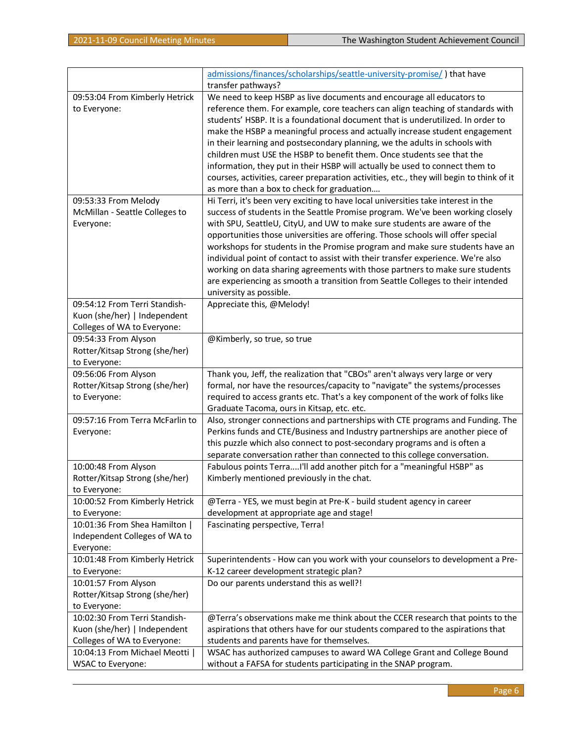| | |
|---|---|
| | admissions/finances/scholarships/seattle-university-promise/ ) that have transfer pathways? |
| 09:53:04 From Kimberly Hetrick to Everyone: | We need to keep HSBP as live documents and encourage all educators to reference them. For example, core teachers can align teaching of standards with students' HSBP. It is a foundational document that is underutilized. In order to make the HSBP a meaningful process and actually increase student engagement in their learning and postsecondary planning, we the adults in schools with children must USE the HSBP to benefit them. Once students see that the information, they put in their HSBP will actually be used to connect them to courses, activities, career preparation activities, etc., they will begin to think of it as more than a box to check for graduation…. |
| 09:53:33 From Melody McMillan - Seattle Colleges to Everyone: | Hi Terri, it's been very exciting to have local universities take interest in the success of students in the Seattle Promise program. We've been working closely with SPU, SeattleU, CityU, and UW to make sure students are aware of the opportunities those universities are offering. Those schools will offer special workshops for students in the Promise program and make sure students have an individual point of contact to assist with their transfer experience. We're also working on data sharing agreements with those partners to make sure students are experiencing as smooth a transition from Seattle Colleges to their intended university as possible. |
| 09:54:12 From Terri Standish-Kuon (she/her) \| Independent Colleges of WA to Everyone: | Appreciate this, @Melody! |
| 09:54:33 From Alyson Rotter/Kitsap Strong (she/her) to Everyone: | @Kimberly, so true, so true |
| 09:56:06 From Alyson Rotter/Kitsap Strong (she/her) to Everyone: | Thank you, Jeff, the realization that "CBOs" aren't always very large or very formal, nor have the resources/capacity to "navigate" the systems/processes required to access grants etc. That's a key component of the work of folks like Graduate Tacoma, ours in Kitsap, etc. etc. |
| 09:57:16 From Terra McFarlin to Everyone: | Also, stronger connections and partnerships with CTE programs and Funding. The Perkins funds and CTE/Business and Industry partnerships are another piece of this puzzle which also connect to post-secondary programs and is often a separate conversation rather than connected to this college conversation. |
| 10:00:48 From Alyson Rotter/Kitsap Strong (she/her) to Everyone: | Fabulous points Terra....I'll add another pitch for a "meaningful HSBP" as Kimberly mentioned previously in the chat. |
| 10:00:52 From Kimberly Hetrick to Everyone: | @Terra - YES, we must begin at Pre-K - build student agency in career development at appropriate age and stage! |
| 10:01:36 From Shea Hamilton \| Independent Colleges of WA to Everyone: | Fascinating perspective, Terra! |
| 10:01:48 From Kimberly Hetrick to Everyone: | Superintendents - How can you work with your counselors to development a Pre-K-12 career development strategic plan? |
| 10:01:57 From Alyson Rotter/Kitsap Strong (she/her) to Everyone: | Do our parents understand this as well?! |
| 10:02:30 From Terri Standish-Kuon (she/her) \| Independent Colleges of WA to Everyone: | @Terra's observations make me think about the CCER research that points to the aspirations that others have for our students compared to the aspirations that students and parents have for themselves. |
| 10:04:13 From Michael Meotti \| WSAC to Everyone: | WSAC has authorized campuses to award WA College Grant and College Bound without a FAFSA for students participating in the SNAP program. |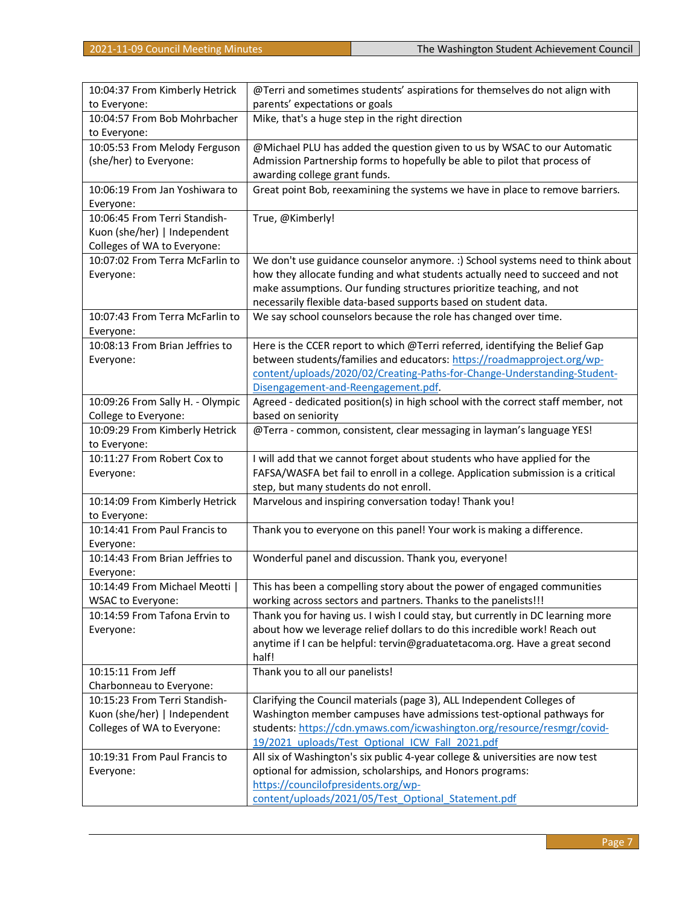| | |
|---|---|
| 10:04:37 From Kimberly Hetrick to Everyone: | @Terri and sometimes students' aspirations for themselves do not align with parents' expectations or goals |
| 10:04:57 From Bob Mohrbacher to Everyone: | Mike, that's a huge step in the right direction |
| 10:05:53 From Melody Ferguson (she/her) to Everyone: | @Michael PLU has added the question given to us by WSAC to our Automatic Admission Partnership forms to hopefully be able to pilot that process of awarding college grant funds. |
| 10:06:19 From Jan Yoshiwara to Everyone: | Great point Bob, reexamining the systems we have in place to remove barriers. |
| 10:06:45 From Terri Standish-Kuon (she/her) \| Independent Colleges of WA to Everyone: | True, @Kimberly! |
| 10:07:02 From Terra McFarlin to Everyone: | We don't use guidance counselor anymore. :) School systems need to think about how they allocate funding and what students actually need to succeed and not make assumptions. Our funding structures prioritize teaching, and not necessarily flexible data-based supports based on student data. |
| 10:07:43 From Terra McFarlin to Everyone: | We say school counselors because the role has changed over time. |
| 10:08:13 From Brian Jeffries to Everyone: | Here is the CCER report to which @Terri referred, identifying the Belief Gap between students/families and educators: https://roadmapproject.org/wp-content/uploads/2020/02/Creating-Paths-for-Change-Understanding-Student-Disengagement-and-Reengagement.pdf. |
| 10:09:26 From Sally H. - Olympic College to Everyone: | Agreed - dedicated position(s) in high school with the correct staff member, not based on seniority |
| 10:09:29 From Kimberly Hetrick to Everyone: | @Terra - common, consistent, clear messaging in layman's language YES! |
| 10:11:27 From Robert Cox to Everyone: | I will add that we cannot forget about students who have applied for the FAFSA/WASFA bet fail to enroll in a college. Application submission is a critical step, but many students do not enroll. |
| 10:14:09 From Kimberly Hetrick to Everyone: | Marvelous and inspiring conversation today! Thank you! |
| 10:14:41 From Paul Francis to Everyone: | Thank you to everyone on this panel! Your work is making a difference. |
| 10:14:43 From Brian Jeffries to Everyone: | Wonderful panel and discussion. Thank you, everyone! |
| 10:14:49 From Michael Meotti \| WSAC to Everyone: | This has been a compelling story about the power of engaged communities working across sectors and partners. Thanks to the panelists!!! |
| 10:14:59 From Tafona Ervin to Everyone: | Thank you for having us. I wish I could stay, but currently in DC learning more about how we leverage relief dollars to do this incredible work! Reach out anytime if I can be helpful: tervin@graduatetacoma.org. Have a great second half! |
| 10:15:11 From Jeff Charbonneau to Everyone: | Thank you to all our panelists! |
| 10:15:23 From Terri Standish-Kuon (she/her) \| Independent Colleges of WA to Everyone: | Clarifying the Council materials (page 3), ALL Independent Colleges of Washington member campuses have admissions test-optional pathways for students: https://cdn.ymaws.com/icwashington.org/resource/resmgr/covid-19/2021_uploads/Test_Optional_ICW_Fall_2021.pdf |
| 10:19:31 From Paul Francis to Everyone: | All six of Washington's six public 4-year college & universities are now test optional for admission, scholarships, and Honors programs: https://councilofpresidents.org/wp-content/uploads/2021/05/Test_Optional_Statement.pdf |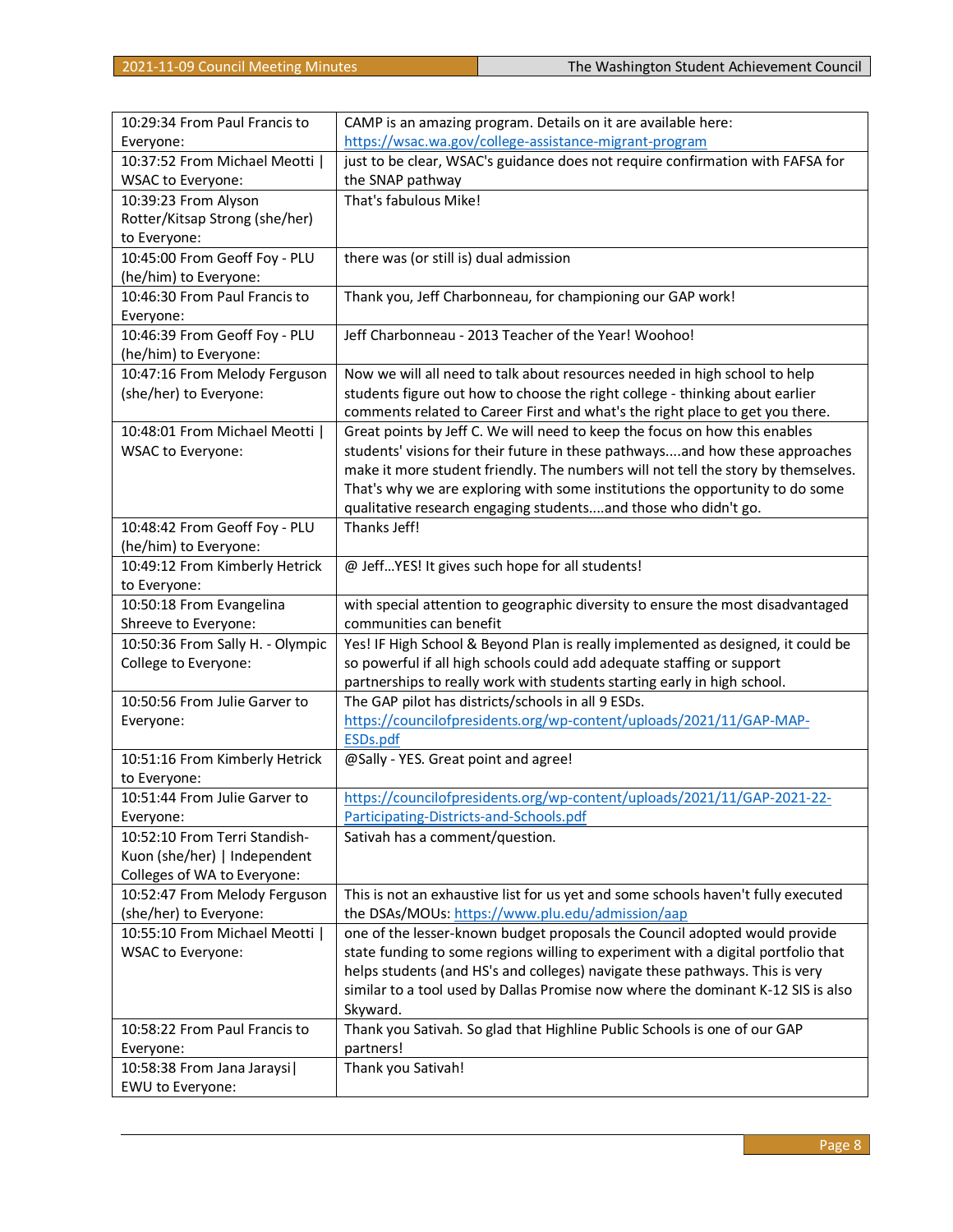| | |
|---|---|
| 10:29:34 From Paul Francis to Everyone: | CAMP is an amazing program. Details on it are available here: https://wsac.wa.gov/college-assistance-migrant-program |
| 10:37:52 From Michael Meotti \| WSAC to Everyone: | just to be clear, WSAC's guidance does not require confirmation with FAFSA for the SNAP pathway |
| 10:39:23 From Alyson Rotter/Kitsap Strong (she/her) to Everyone: | That's fabulous Mike! |
| 10:45:00 From Geoff Foy - PLU (he/him) to Everyone: | there was (or still is) dual admission |
| 10:46:30 From Paul Francis to Everyone: | Thank you, Jeff Charbonneau, for championing our GAP work! |
| 10:46:39 From Geoff Foy - PLU (he/him) to Everyone: | Jeff Charbonneau - 2013 Teacher of the Year! Woohoo! |
| 10:47:16 From Melody Ferguson (she/her) to Everyone: | Now we will all need to talk about resources needed in high school to help students figure out how to choose the right college - thinking about earlier comments related to Career First and what's the right place to get you there. |
| 10:48:01 From Michael Meotti \| WSAC to Everyone: | Great points by Jeff C. We will need to keep the focus on how this enables students' visions for their future in these pathways....and how these approaches make it more student friendly. The numbers will not tell the story by themselves. That's why we are exploring with some institutions the opportunity to do some qualitative research engaging students....and those who didn't go. |
| 10:48:42 From Geoff Foy - PLU (he/him) to Everyone: | Thanks Jeff! |
| 10:49:12 From Kimberly Hetrick to Everyone: | @ Jeff...YES! It gives such hope for all students! |
| 10:50:18 From Evangelina Shreeve to Everyone: | with special attention to geographic diversity to ensure the most disadvantaged communities can benefit |
| 10:50:36 From Sally H. - Olympic College to Everyone: | Yes! IF High School & Beyond Plan is really implemented as designed, it could be so powerful if all high schools could add adequate staffing or support partnerships to really work with students starting early in high school. |
| 10:50:56 From Julie Garver to Everyone: | The GAP pilot has districts/schools in all 9 ESDs. https://councilofpresidents.org/wp-content/uploads/2021/11/GAP-MAP-ESDs.pdf |
| 10:51:16 From Kimberly Hetrick to Everyone: | @Sally - YES. Great point and agree! |
| 10:51:44 From Julie Garver to Everyone: | https://councilofpresidents.org/wp-content/uploads/2021/11/GAP-2021-22-Participating-Districts-and-Schools.pdf |
| 10:52:10 From Terri Standish-Kuon (she/her) \| Independent Colleges of WA to Everyone: | Sativah has a comment/question. |
| 10:52:47 From Melody Ferguson (she/her) to Everyone: | This is not an exhaustive list for us yet and some schools haven't fully executed the DSAs/MOUs: https://www.plu.edu/admission/aap |
| 10:55:10 From Michael Meotti \| WSAC to Everyone: | one of the lesser-known budget proposals the Council adopted would provide state funding to some regions willing to experiment with a digital portfolio that helps students (and HS's and colleges) navigate these pathways. This is very similar to a tool used by Dallas Promise now where the dominant K-12 SIS is also Skyward. |
| 10:58:22 From Paul Francis to Everyone: | Thank you Sativah. So glad that Highline Public Schools is one of our GAP partners! |
| 10:58:38 From Jana Jaraysi\| EWU to Everyone: | Thank you Sativah! |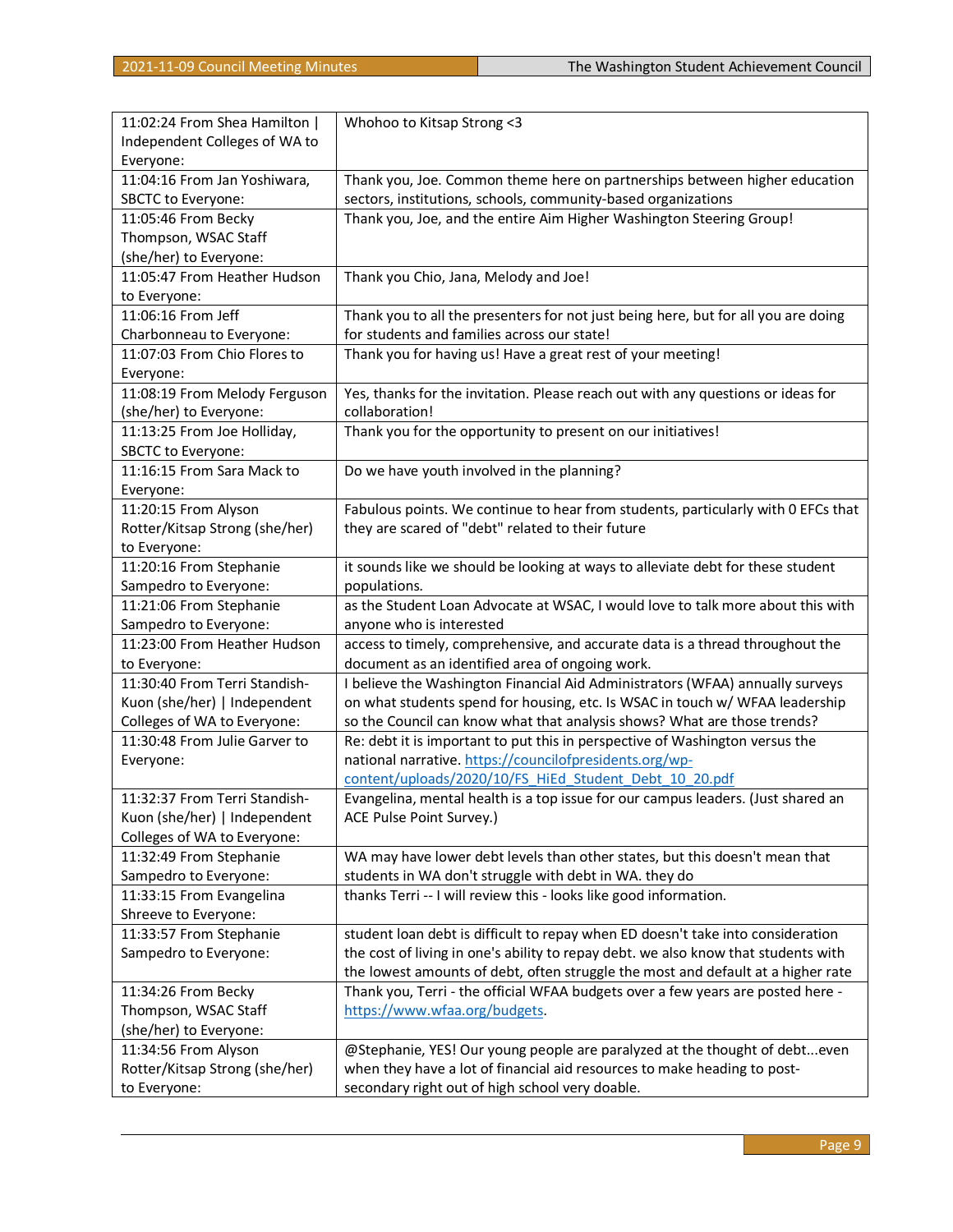| | |
|---|---|
| 11:02:24 From Shea Hamilton \| Independent Colleges of WA to Everyone: | Whohoo to Kitsap Strong <3 |
| 11:04:16 From Jan Yoshiwara, SBCTC to Everyone: | Thank you, Joe. Common theme here on partnerships between higher education sectors, institutions, schools, community-based organizations |
| 11:05:46 From Becky Thompson, WSAC Staff (she/her) to Everyone: | Thank you, Joe, and the entire Aim Higher Washington Steering Group! |
| 11:05:47 From Heather Hudson to Everyone: | Thank you Chio, Jana, Melody and Joe! |
| 11:06:16 From Jeff Charbonneau to Everyone: | Thank you to all the presenters for not just being here, but for all you are doing for students and families across our state! |
| 11:07:03 From Chio Flores to Everyone: | Thank you for having us! Have a great rest of your meeting! |
| 11:08:19 From Melody Ferguson (she/her) to Everyone: | Yes, thanks for the invitation. Please reach out with any questions or ideas for collaboration! |
| 11:13:25 From Joe Holliday, SBCTC to Everyone: | Thank you for the opportunity to present on our initiatives! |
| 11:16:15 From Sara Mack to Everyone: | Do we have youth involved in the planning? |
| 11:20:15 From Alyson Rotter/Kitsap Strong (she/her) to Everyone: | Fabulous points. We continue to hear from students, particularly with 0 EFCs that they are scared of "debt" related to their future |
| 11:20:16 From Stephanie Sampedro to Everyone: | it sounds like we should be looking at ways to alleviate debt for these student populations. |
| 11:21:06 From Stephanie Sampedro to Everyone: | as the Student Loan Advocate at WSAC, I would love to talk more about this with anyone who is interested |
| 11:23:00 From Heather Hudson to Everyone: | access to timely, comprehensive, and accurate data is a thread throughout the document as an identified area of ongoing work. |
| 11:30:40 From Terri Standish-Kuon (she/her) \| Independent Colleges of WA to Everyone: | I believe the Washington Financial Aid Administrators (WFAA) annually surveys on what students spend for housing, etc. Is WSAC in touch w/ WFAA leadership so the Council can know what that analysis shows? What are those trends? |
| 11:30:48 From Julie Garver to Everyone: | Re: debt it is important to put this in perspective of Washington versus the national narrative. https://councilofpresidents.org/wp-content/uploads/2020/10/FS_HiEd_Student_Debt_10_20.pdf |
| 11:32:37 From Terri Standish-Kuon (she/her) \| Independent Colleges of WA to Everyone: | Evangelina, mental health is a top issue for our campus leaders. (Just shared an ACE Pulse Point Survey.) |
| 11:32:49 From Stephanie Sampedro to Everyone: | WA may have lower debt levels than other states, but this doesn't mean that students in WA don't struggle with debt in WA. they do |
| 11:33:15 From Evangelina Shreeve to Everyone: | thanks Terri -- I will review this - looks like good information. |
| 11:33:57 From Stephanie Sampedro to Everyone: | student loan debt is difficult to repay when ED doesn't take into consideration the cost of living in one's ability to repay debt. we also know that students with the lowest amounts of debt, often struggle the most and default at a higher rate |
| 11:34:26 From Becky Thompson, WSAC Staff (she/her) to Everyone: | Thank you, Terri - the official WFAA budgets over a few years are posted here - https://www.wfaa.org/budgets. |
| 11:34:56 From Alyson Rotter/Kitsap Strong (she/her) to Everyone: | @Stephanie, YES! Our young people are paralyzed at the thought of debt...even when they have a lot of financial aid resources to make heading to post-secondary right out of high school very doable. |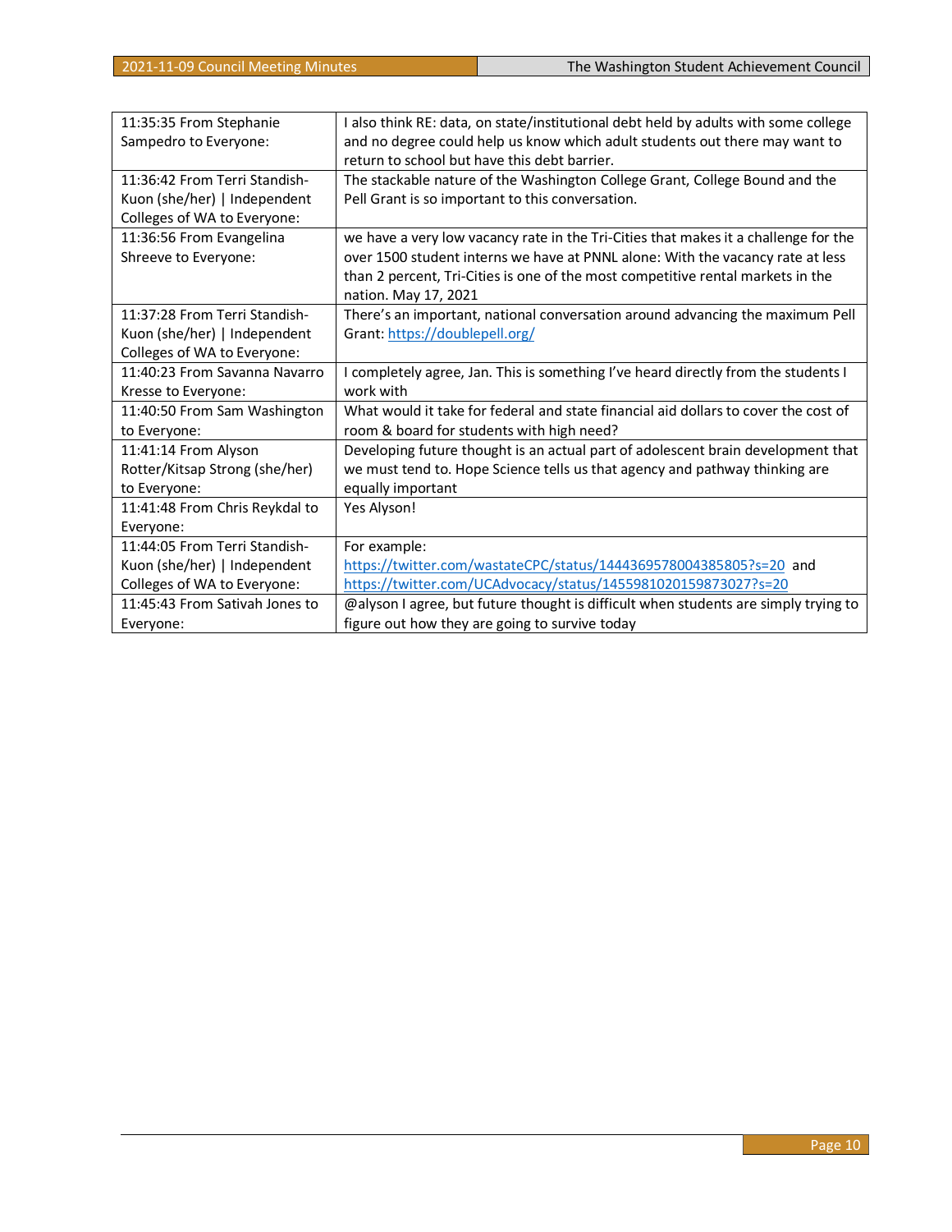| | |
|---|---|
| 11:35:35 From Stephanie Sampedro to Everyone: | I also think RE: data, on state/institutional debt held by adults with some college and no degree could help us know which adult students out there may want to return to school but have this debt barrier. |
| 11:36:42 From Terri Standish-Kuon (she/her) \| Independent Colleges of WA to Everyone: | The stackable nature of the Washington College Grant, College Bound and the Pell Grant is so important to this conversation. |
| 11:36:56 From Evangelina Shreeve to Everyone: | we have a very low vacancy rate in the Tri-Cities that makes it a challenge for the over 1500 student interns we have at PNNL alone: With the vacancy rate at less than 2 percent, Tri-Cities is one of the most competitive rental markets in the nation. May 17, 2021 |
| 11:37:28 From Terri Standish-Kuon (she/her) \| Independent Colleges of WA to Everyone: | There's an important, national conversation around advancing the maximum Pell Grant: https://doublepell.org/ |
| 11:40:23 From Savanna Navarro Kresse to Everyone: | I completely agree, Jan. This is something I've heard directly from the students I work with |
| 11:40:50 From Sam Washington to Everyone: | What would it take for federal and state financial aid dollars to cover the cost of room & board for students with high need? |
| 11:41:14 From Alyson Rotter/Kitsap Strong (she/her) to Everyone: | Developing future thought is an actual part of adolescent brain development that we must tend to. Hope Science tells us that agency and pathway thinking are equally important |
| 11:41:48 From Chris Reykdal to Everyone: | Yes Alyson! |
| 11:44:05 From Terri Standish-Kuon (she/her) \| Independent Colleges of WA to Everyone: | For example: https://twitter.com/wastateCPC/status/1444369578004385805?s=20 and https://twitter.com/UCAdvocacy/status/1455981020159873027?s=20 |
| 11:45:43 From Sativah Jones to Everyone: | @alyson I agree, but future thought is difficult when students are simply trying to figure out how they are going to survive today |